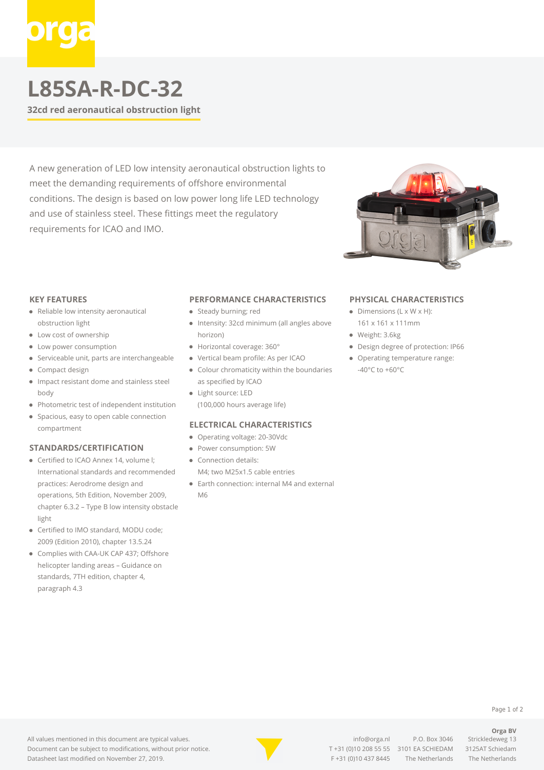# L85SA-R-DC-32

**32cd red aeronautical obstruction light**

A new generation of LED low intensity aeronautical obstruction lights to meet the demanding requirements of offshore environmental conditions. The design is based on low power long life LED technology and use of stainless steel. These fittings meet the regulatory requirements for ICAO and IMO.

### KEY FEATURES

- Reliable low intensity aeronautical obstruction light
- Low cost of ownership
- Low power consumption
- Serviceable unit, parts are interchangeable
- Compact design
- Impact resistant dome and stainless steel body
- Photometric test of independent institution
- Spacious, easy to open cable connection compartment

### STANDARDS/CERTIFICATION

- Certified to ICAO Annex 14, volume I; International standards and recommended practices: Aerodrome design and operations, 5th Edition, November 2009, chapter 6.3.2 – Type B low intensity obstacle light
- Certified to IMO standard, MODU code; 2009 (Edition 2010), chapter 13.5.24
- Complies with CAA-UK CAP 437; Offshore helicopter landing areas – Guidance on standards, 7TH edition, chapter 4, paragraph 4.3

### PERFORMANCE CHARACTERISTICS

- Steady burning; red
- Intensity: 32cd minimum (all angles above horizon)
- Horizontal coverage: 360°
- Vertical beam profile: As per ICAO
- Colour chromaticity within the boundaries as specified by ICAO
- Light source: LED (100,000 hours average life)

### ELECTRICAL CHARACTERISTICS

- Operating voltage: 20-30Vdc
- Power consumption: 5W
- Connection details: M4; two M25x1.5 cable entries
- Earth connection: internal M4 and external M6

### PHYSICAL CHARACTERISTICS

- Dimensions (L x W x H): 161 x 161 x 111mm
- Weight: 3.6kg
- Design degree of protection: IP66
- Operating temperature range: -40°C to +60°C

All values mentioned in this document are typical values.
Document can be subject to modifications, without prior notice.
Datasheet last modified on November 27, 2019.

info@orga.nl
T +31 (0)10 208 55 55
F +31 (0)10 437 8445

P.O. Box 3046
3101 EA SCHIEDAM
The Netherlands

**Orga BV**
Strickledeweg 13
3125AT Schiedam
The Netherlands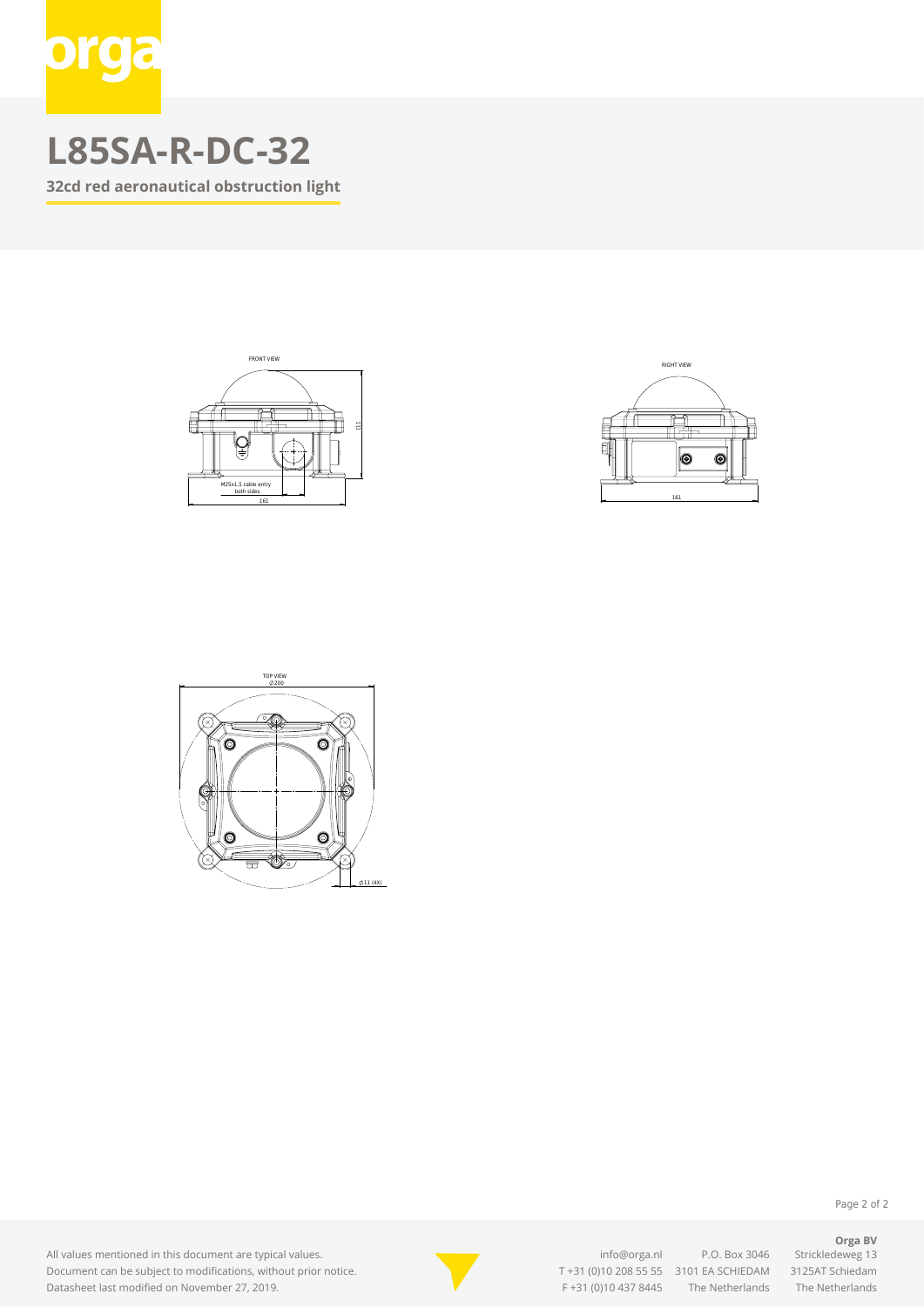# L85SA-R-DC-32

**32cd red aeronautical obstruction light**

FRONT VIEW

111

M25x1,5 cable entry
both sides

161

RIGHT VIEW

161

TOP VIEW
⌀200

⌀11 (4X)

All values mentioned in this document are typical values.
Document can be subject to modifications, without prior notice.
Datasheet last modified on November 27, 2019.

info@orga.nl
T +31 (0)10 208 55 55
F +31 (0)10 437 8445

P.O. Box 3046
3101 EA SCHIEDAM
The Netherlands

**Orga BV**
Strickledeweg 13
3125AT Schiedam
The Netherlands